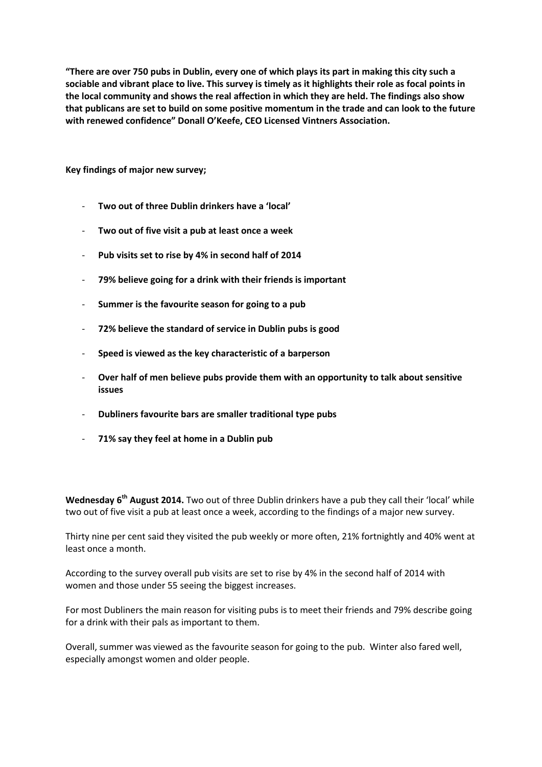**"There are over 750 pubs in Dublin, every one of which plays its part in making this city such a sociable and vibrant place to live. This survey is timely as it highlights their role as focal points in the local community and shows the real affection in which they are held. The findings also show that publicans are set to build on some positive momentum in the trade and can look to the future with renewed confidence" Donall O'Keefe, CEO Licensed Vintners Association.**

**Key findings of major new survey;**

- **Two out of three Dublin drinkers have a 'local'**
- **Two out of five visit a pub at least once a week**
- **Pub visits set to rise by 4% in second half of 2014**
- **79% believe going for a drink with their friends is important**
- **Summer is the favourite season for going to a pub**
- **72% believe the standard of service in Dublin pubs is good**
- **Speed is viewed as the key characteristic of a barperson**
- **Over half of men believe pubs provide them with an opportunity to talk about sensitive issues**
- **Dubliners favourite bars are smaller traditional type pubs**
- **71% say they feel at home in a Dublin pub**

**Wednesday 6th August 2014.** Two out of three Dublin drinkers have a pub they call their 'local' while two out of five visit a pub at least once a week, according to the findings of a major new survey.

Thirty nine per cent said they visited the pub weekly or more often, 21% fortnightly and 40% went at least once a month.

According to the survey overall pub visits are set to rise by 4% in the second half of 2014 with women and those under 55 seeing the biggest increases.

For most Dubliners the main reason for visiting pubs is to meet their friends and 79% describe going for a drink with their pals as important to them.

Overall, summer was viewed as the favourite season for going to the pub. Winter also fared well, especially amongst women and older people.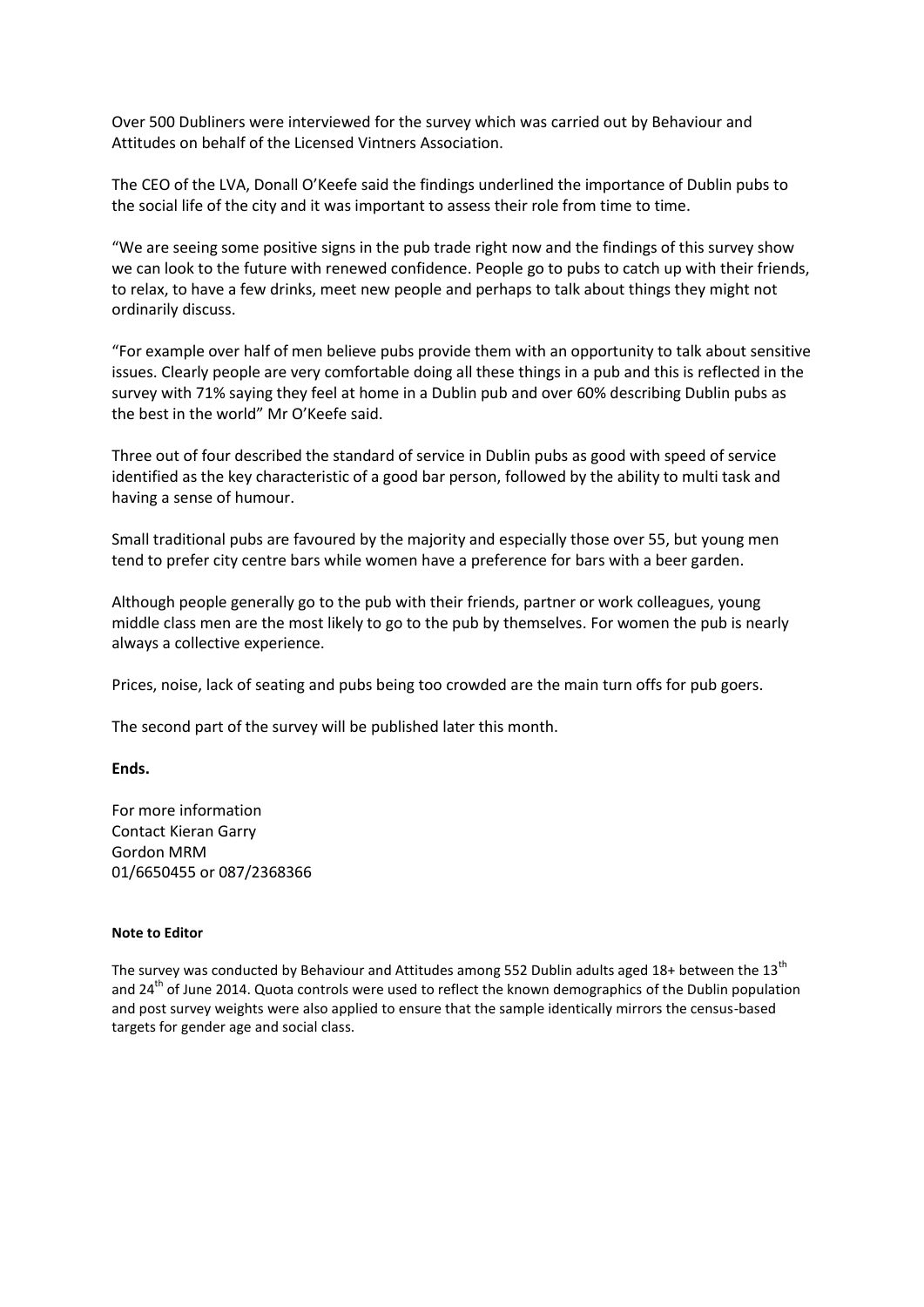Over 500 Dubliners were interviewed for the survey which was carried out by Behaviour and Attitudes on behalf of the Licensed Vintners Association.

The CEO of the LVA, Donall O'Keefe said the findings underlined the importance of Dublin pubs to the social life of the city and it was important to assess their role from time to time.

"We are seeing some positive signs in the pub trade right now and the findings of this survey show we can look to the future with renewed confidence. People go to pubs to catch up with their friends, to relax, to have a few drinks, meet new people and perhaps to talk about things they might not ordinarily discuss.

"For example over half of men believe pubs provide them with an opportunity to talk about sensitive issues. Clearly people are very comfortable doing all these things in a pub and this is reflected in the survey with 71% saying they feel at home in a Dublin pub and over 60% describing Dublin pubs as the best in the world" Mr O'Keefe said.

Three out of four described the standard of service in Dublin pubs as good with speed of service identified as the key characteristic of a good bar person, followed by the ability to multi task and having a sense of humour.

Small traditional pubs are favoured by the majority and especially those over 55, but young men tend to prefer city centre bars while women have a preference for bars with a beer garden.

Although people generally go to the pub with their friends, partner or work colleagues, young middle class men are the most likely to go to the pub by themselves. For women the pub is nearly always a collective experience.

Prices, noise, lack of seating and pubs being too crowded are the main turn offs for pub goers.

The second part of the survey will be published later this month.

**Ends.**

For more information
Contact Kieran Garry
Gordon MRM
01/6650455 or 087/2368366

**Note to Editor**

The survey was conducted by Behaviour and Attitudes among 552 Dublin adults aged 18+ between the 13th and 24th of June 2014. Quota controls were used to reflect the known demographics of the Dublin population and post survey weights were also applied to ensure that the sample identically mirrors the census-based targets for gender age and social class.